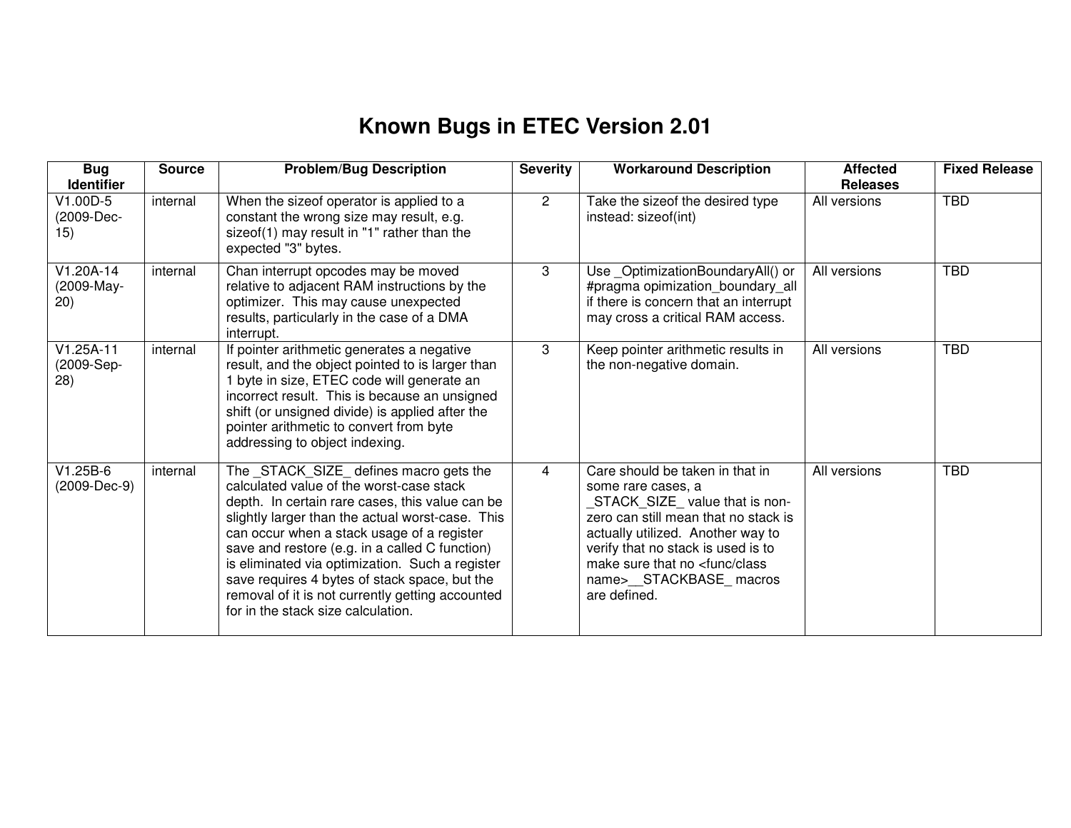# Known Bugs in ETEC Version 2.01

| Bug Identifier | Source | Problem/Bug Description | Severity | Workaround Description | Affected Releases | Fixed Release |
|---|---|---|---|---|---|---|
| V1.00D-5 (2009-Dec-15) | internal | When the sizeof operator is applied to a constant the wrong size may result, e.g. sizeof(1) may result in "1" rather than the expected "3" bytes. | 2 | Take the sizeof the desired type instead: sizeof(int) | All versions | TBD |
| V1.20A-14 (2009-May-20) | internal | Chan interrupt opcodes may be moved relative to adjacent RAM instructions by the optimizer. This may cause unexpected results, particularly in the case of a DMA interrupt. | 3 | Use _OptimizationBoundaryAll() or #pragma opimization_boundary_all if there is concern that an interrupt may cross a critical RAM access. | All versions | TBD |
| V1.25A-11 (2009-Sep-28) | internal | If pointer arithmetic generates a negative result, and the object pointed to is larger than 1 byte in size, ETEC code will generate an incorrect result. This is because an unsigned shift (or unsigned divide) is applied after the pointer arithmetic to convert from byte addressing to object indexing. | 3 | Keep pointer arithmetic results in the non-negative domain. | All versions | TBD |
| V1.25B-6 (2009-Dec-9) | internal | The _STACK_SIZE_ defines macro gets the calculated value of the worst-case stack depth. In certain rare cases, this value can be slightly larger than the actual worst-case. This can occur when a stack usage of a register save and restore (e.g. in a called C function) is eliminated via optimization. Such a register save requires 4 bytes of stack space, but the removal of it is not currently getting accounted for in the stack size calculation. | 4 | Care should be taken in that in some rare cases, a _STACK_SIZE_ value that is non-zero can still mean that no stack is actually utilized. Another way to verify that no stack is used is to make sure that no <func/class name>__STACKBASE_ macros are defined. | All versions | TBD |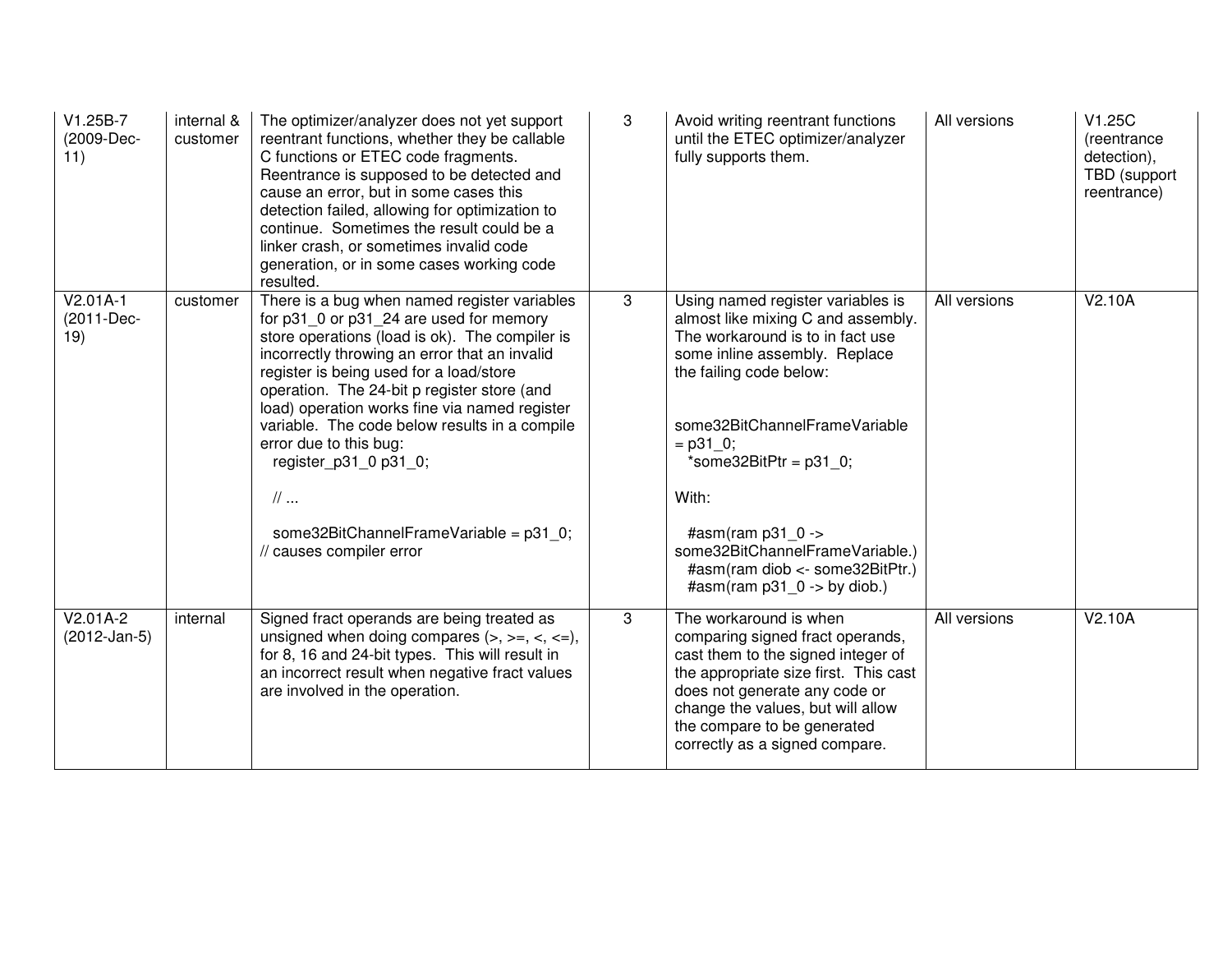| | | | | | | |
|---|---|---|---|---|---|---|
| V1.25B-7 (2009-Dec-11) | internal & customer | The optimizer/analyzer does not yet support reentrant functions, whether they be callable C functions or ETEC code fragments. Reentrance is supposed to be detected and cause an error, but in some cases this detection failed, allowing for optimization to continue. Sometimes the result could be a linker crash, or sometimes invalid code generation, or in some cases working code resulted. | 3 | Avoid writing reentrant functions until the ETEC optimizer/analyzer fully supports them. | All versions | V1.25C (reentrance detection), TBD (support reentrance) |
| V2.01A-1 (2011-Dec-19) | customer | There is a bug when named register variables for p31_0 or p31_24 are used for memory store operations (load is ok). The compiler is incorrectly throwing an error that an invalid register is being used for a load/store operation. The 24-bit p register store (and load) operation works fine via named register variable. The code below results in a compile error due to this bug:<br>`register_p31_0 p31_0;`<br><br>`// ...`<br><br>`some32BitChannelFrameVariable = p31_0; // causes compiler error` | 3 | Using named register variables is almost like mixing C and assembly. The workaround is to in fact use some inline assembly. Replace the failing code below:<br><br>`some32BitChannelFrameVariable = p31_0;`<br>`*some32BitPtr = p31_0;`<br><br>With:<br><br>`#asm(ram p31_0 -> some32BitChannelFrameVariable.)`<br>`#asm(ram diob <- some32BitPtr.)`<br>`#asm(ram p31_0 -> by diob.)` | All versions | V2.10A |
| V2.01A-2 (2012-Jan-5) | internal | Signed fract operands are being treated as unsigned when doing compares (>, >=, <, <=), for 8, 16 and 24-bit types. This will result in an incorrect result when negative fract values are involved in the operation. | 3 | The workaround is when comparing signed fract operands, cast them to the signed integer of the appropriate size first. This cast does not generate any code or change the values, but will allow the compare to be generated correctly as a signed compare. | All versions | V2.10A |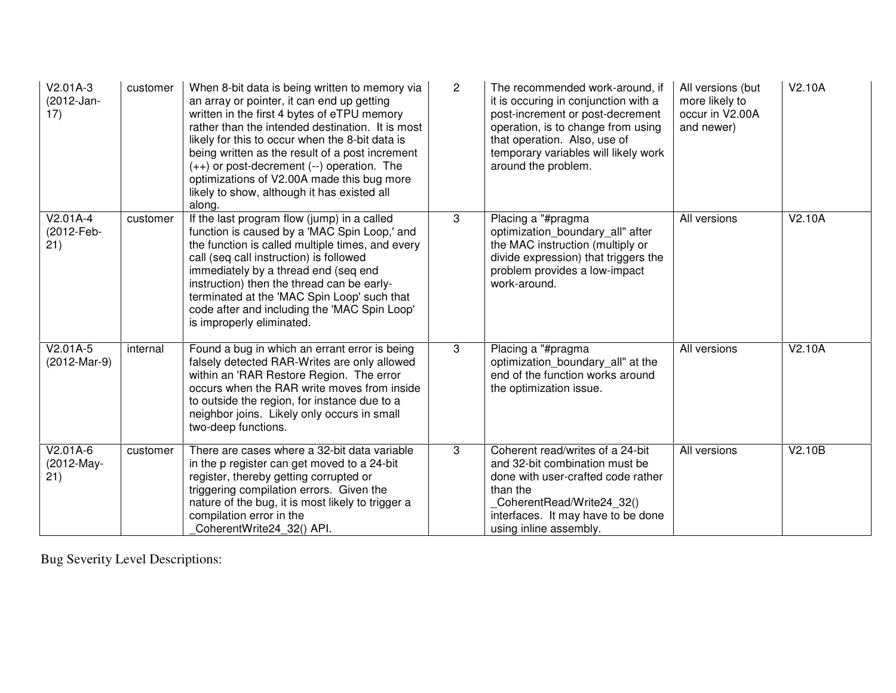| V2.01A-3 (2012-Jan-17) | customer | When 8-bit data is being written to memory via an array or pointer, it can end up getting written in the first 4 bytes of eTPU memory rather than the intended destination. It is most likely for this to occur when the 8-bit data is being written as the result of a post increment (++) or post-decrement (--) operation. The optimizations of V2.00A made this bug more likely to show, although it has existed all along. | 2 | The recommended work-around, if it is occuring in conjunction with a post-increment or post-decrement operation, is to change from using that operation. Also, use of temporary variables will likely work around the problem. | All versions (but more likely to occur in V2.00A and newer) | V2.10A |
|---|---|---|---|---|---|---|
| V2.01A-4 (2012-Feb-21) | customer | If the last program flow (jump) in a called function is caused by a 'MAC Spin Loop,' and the function is called multiple times, and every call (seq call instruction) is followed immediately by a thread end (seq end instruction) then the thread can be early-terminated at the 'MAC Spin Loop' such that code after and including the 'MAC Spin Loop' is improperly eliminated. | 3 | Placing a "#pragma optimization_boundary_all" after the MAC instruction (multiply or divide expression) that triggers the problem provides a low-impact work-around. | All versions | V2.10A |
| V2.01A-5 (2012-Mar-9) | internal | Found a bug in which an errant error is being falsely detected RAR-Writes are only allowed within an 'RAR Restore Region. The error occurs when the RAR write moves from inside to outside the region, for instance due to a neighbor joins. Likely only occurs in small two-deep functions. | 3 | Placing a "#pragma optimization_boundary_all" at the end of the function works around the optimization issue. | All versions | V2.10A |
| V2.01A-6 (2012-May-21) | customer | There are cases where a 32-bit data variable in the p register can get moved to a 24-bit register, thereby getting corrupted or triggering compilation errors. Given the nature of the bug, it is most likely to trigger a compilation error in the _CoherentWrite24_32() API. | 3 | Coherent read/writes of a 24-bit and 32-bit combination must be done with user-crafted code rather than the _CoherentRead/Write24_32() interfaces. It may have to be done using inline assembly. | All versions | V2.10B |

Bug Severity Level Descriptions: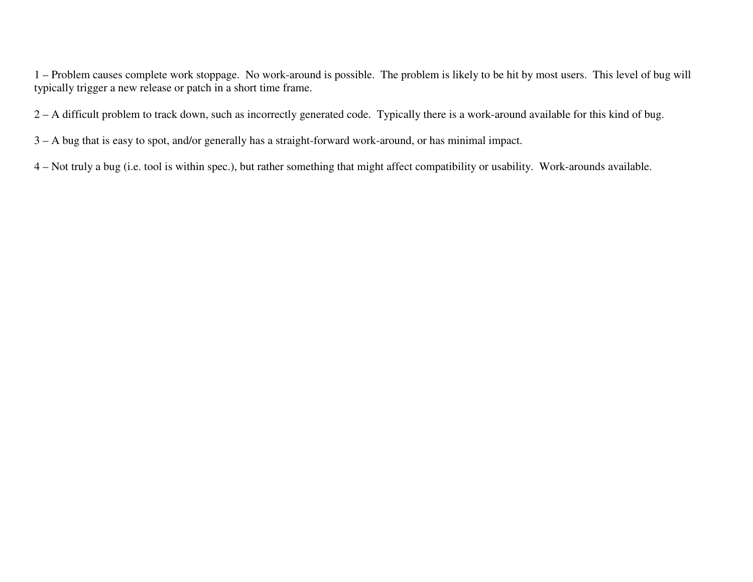1 – Problem causes complete work stoppage. No work-around is possible. The problem is likely to be hit by most users. This level of bug will typically trigger a new release or patch in a short time frame.

2 – A difficult problem to track down, such as incorrectly generated code. Typically there is a work-around available for this kind of bug.

3 – A bug that is easy to spot, and/or generally has a straight-forward work-around, or has minimal impact.

4 – Not truly a bug (i.e. tool is within spec.), but rather something that might affect compatibility or usability. Work-arounds available.